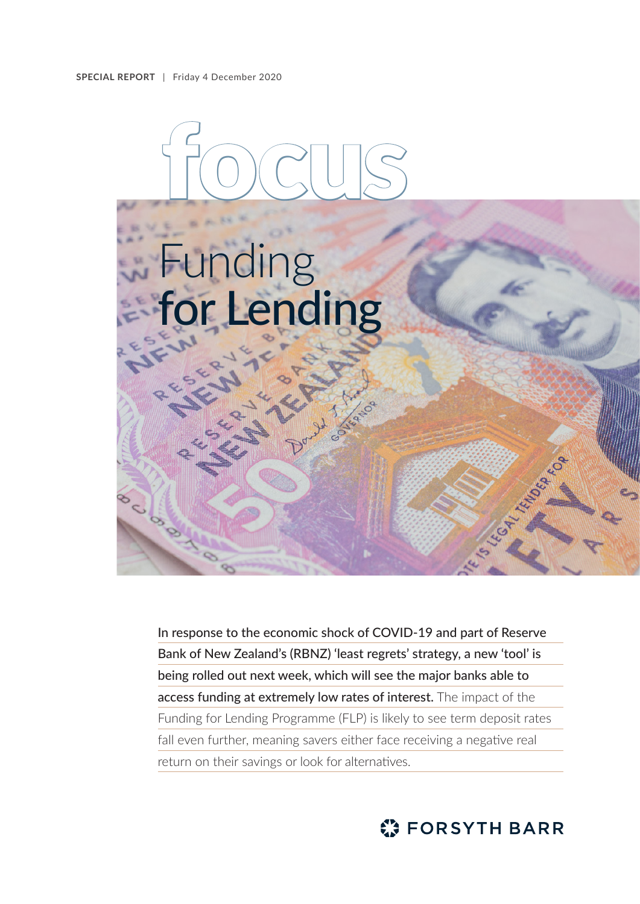**SPECIAL REPORT** | Friday 4 December 2020

# focus

# Funding **for Lending**

**In response to the economic shock of COVID-19 and part of Reserve Bank of New Zealand's (RBNZ) 'least regrets' strategy, a new 'tool' is being rolled out next week, which will see the major banks able to access funding at extremely low rates of interest.** The impact of the Funding for Lending Programme (FLP) is likely to see term deposit rates fall even further, meaning savers either face receiving a negative real return on their savings or look for alternatives.

FORSYTH BARR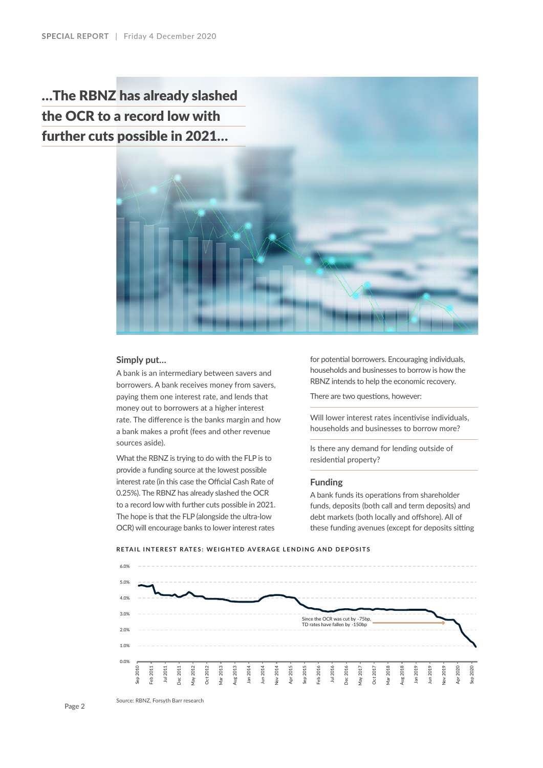## ...The RBNZ has already slashed the OCR to a record low with further cuts possible in 2021...

### Simply put...

A bank is an intermediary between savers and borrowers. A bank receives money from savers, paying them one interest rate, and lends that money out to borrowers at a higher interest rate. The difference is the banks margin and how a bank makes a profit (fees and other revenue sources aside).

What the RBNZ is trying to do with the FLP is to provide a funding source at the lowest possible interest rate (in this case the Official Cash Rate of 0.25%). The RBNZ has already slashed the OCR to a record low with further cuts possible in 2021. The hope is that the FLP (alongside the ultra-low OCR) will encourage banks to lower interest rates for potential borrowers. Encouraging individuals, households and businesses to borrow is how the RBNZ intends to help the economic recovery.

There are two questions, however:

Will lower interest rates incentivise individuals, households and businesses to borrow more?

Is there any demand for lending outside of residential property?

### Funding

A bank funds its operations from shareholder funds, deposits (both call and term deposits) and debt markets (both locally and offshore). All of these funding avenues (except for deposits sitting

**RETAIL INTEREST RATES: WEIGHTED AVERAGE LENDING AND DEPOSITS**

Since the OCR was cut by -75bp, TD rates have fallen by -150bp

Source: RBNZ, Forsyth Barr research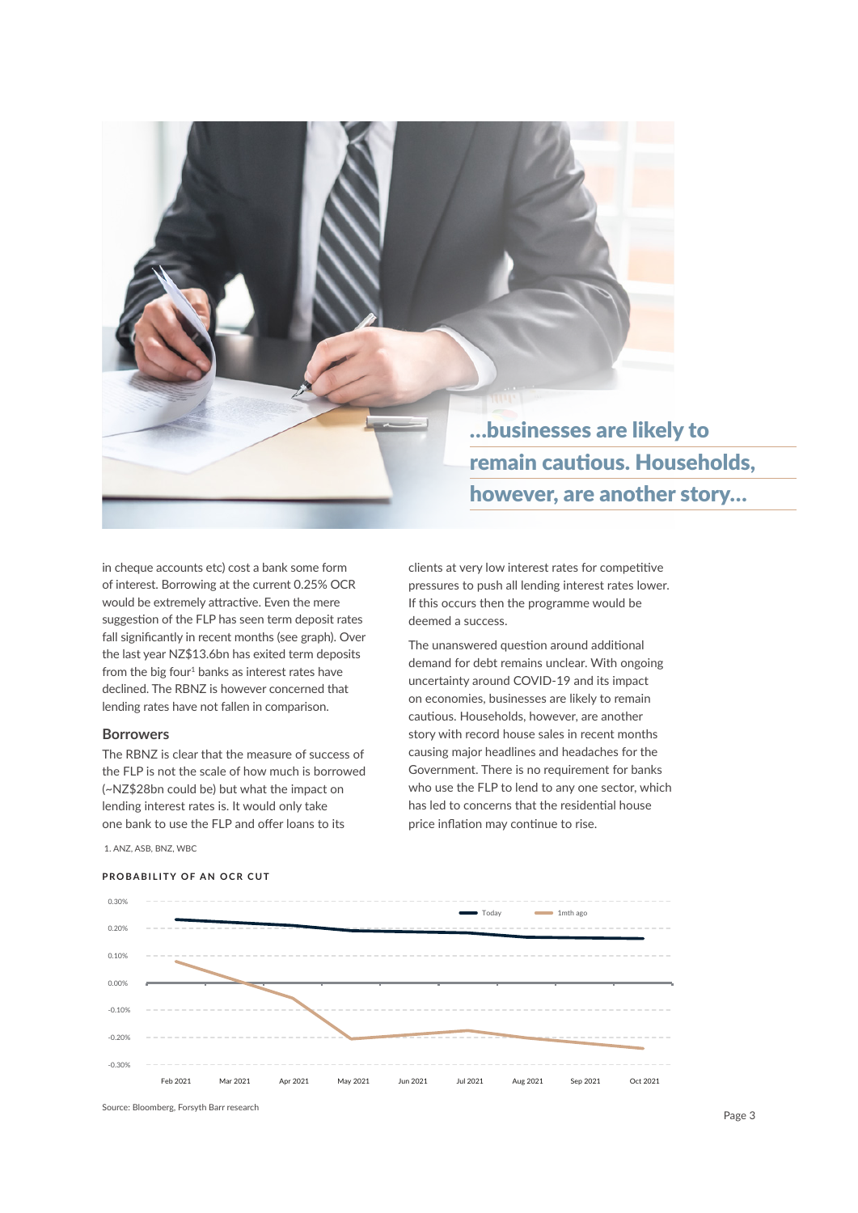> ...businesses are likely to remain cautious. Households, however, are another story...

in cheque accounts etc) cost a bank some form of interest. Borrowing at the current 0.25% OCR would be extremely attractive. Even the mere suggestion of the FLP has seen term deposit rates fall significantly in recent months (see graph). Over the last year NZ$13.6bn has exited term deposits from the big four[1] banks as interest rates have declined. The RBNZ is however concerned that lending rates have not fallen in comparison.

### Borrowers

The RBNZ is clear that the measure of success of the FLP is not the scale of how much is borrowed (~NZ$28bn could be) but what the impact on lending interest rates is. It would only take one bank to use the FLP and offer loans to its clients at very low interest rates for competitive pressures to push all lending interest rates lower. If this occurs then the programme would be deemed a success.

The unanswered question around additional demand for debt remains unclear. With ongoing uncertainty around COVID-19 and its impact on economies, businesses are likely to remain cautious. Households, however, are another story with record house sales in recent months causing major headlines and headaches for the Government. There is no requirement for banks who use the FLP to lend to any one sector, which has led to concerns that the residential house price inflation may continue to rise.

1. ANZ, ASB, BNZ, WBC

**PROBABILITY OF AN OCR CUT**

Source: Bloomberg, Forsyth Barr research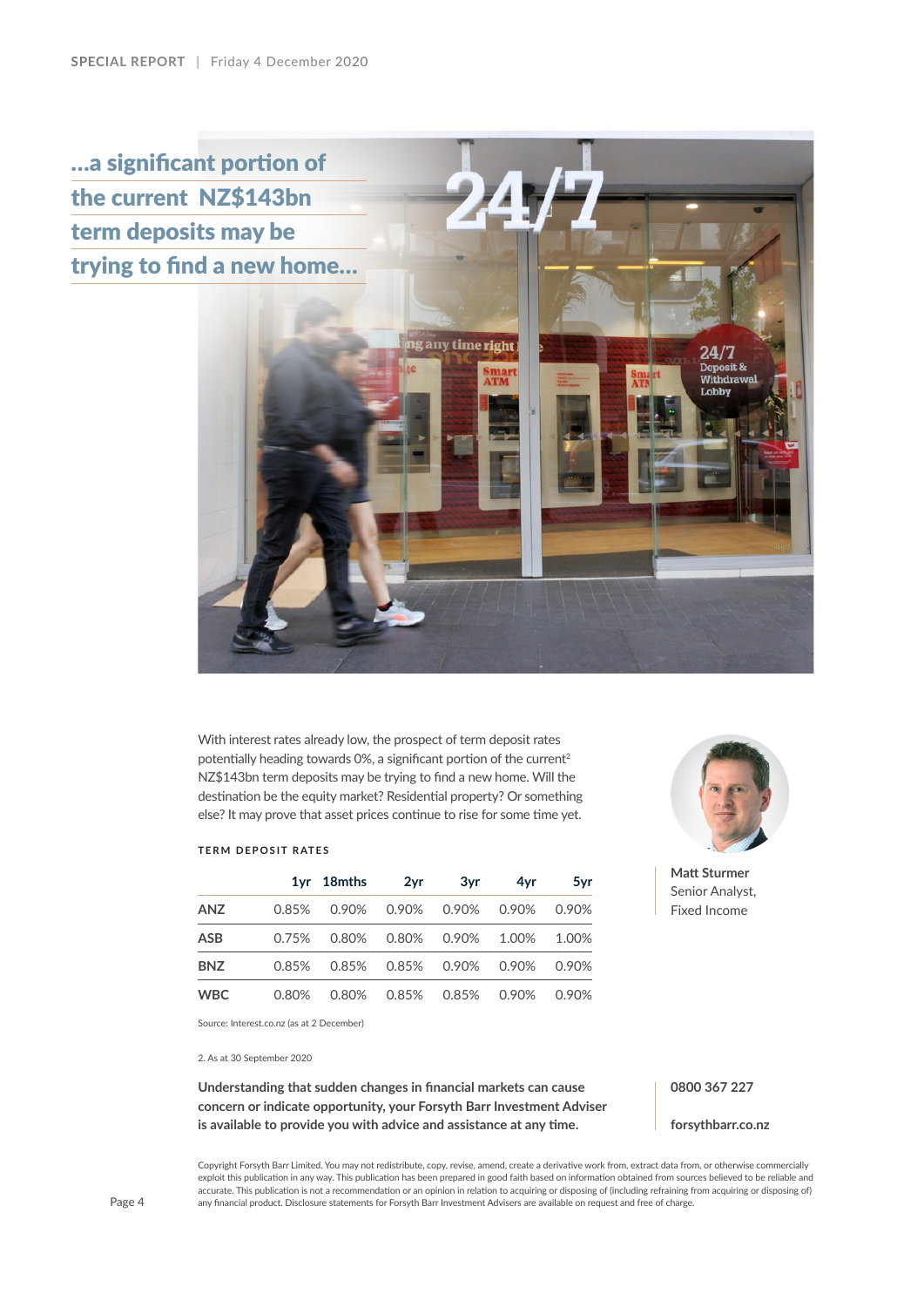## ...a significant portion of the current NZ$143bn term deposits may be trying to find a new home...

With interest rates already low, the prospect of term deposit rates potentially heading towards 0%, a significant portion of the current[2] NZ$143bn term deposits may be trying to find a new home. Will the destination be the equity market? Residential property? Or something else? It may prove that asset prices continue to rise for some time yet.

**TERM DEPOSIT RATES**

| | 1yr | 18mths | 2yr | 3yr | 4yr | 5yr |
|---|---|---|---|---|---|---|
| **ANZ** | 0.85% | 0.90% | 0.90% | 0.90% | 0.90% | 0.90% |
| **ASB** | 0.75% | 0.80% | 0.80% | 0.90% | 1.00% | 1.00% |
| **BNZ** | 0.85% | 0.85% | 0.85% | 0.90% | 0.90% | 0.90% |
| **WBC** | 0.80% | 0.80% | 0.85% | 0.85% | 0.90% | 0.90% |

Source: Interest.co.nz (as at 2 December)

2. As at 30 September 2020

**Matt Sturmer**
Senior Analyst,
Fixed Income

**Understanding that sudden changes in financial markets can cause concern or indicate opportunity, your Forsyth Barr Investment Adviser is available to provide you with advice and assistance at any time.**

**0800 367 227**

**forsythbarr.co.nz**

Copyright Forsyth Barr Limited. You may not redistribute, copy, revise, amend, create a derivative work from, extract data from, or otherwise commercially exploit this publication in any way. This publication has been prepared in good faith based on information obtained from sources believed to be reliable and accurate. This publication is not a recommendation or an opinion in relation to acquiring or disposing of (including refraining from acquiring or disposing of) any financial product. Disclosure statements for Forsyth Barr Investment Advisers are available on request and free of charge.